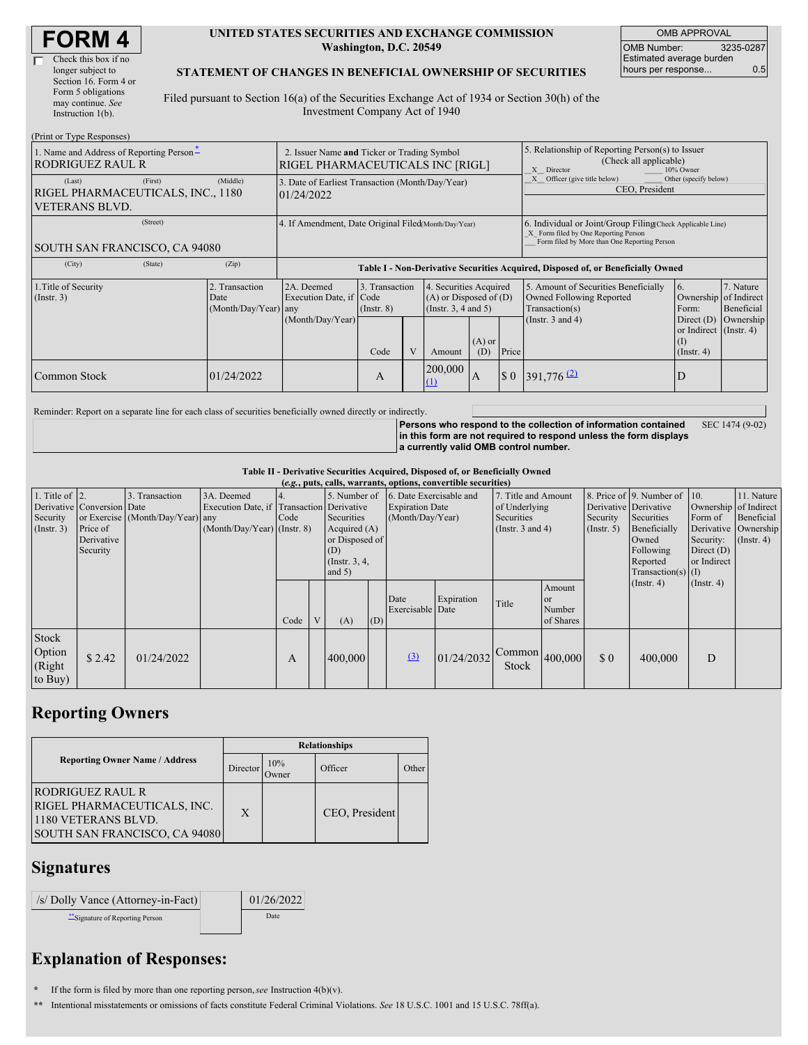# FORM 4

☐ Check this box if no longer subject to Section 16. Form 4 or Form 5 obligations may continue. *See* Instruction 1(b).

**UNITED STATES SECURITIES AND EXCHANGE COMMISSION**
**Washington, D.C. 20549**

**STATEMENT OF CHANGES IN BENEFICIAL OWNERSHIP OF SECURITIES**

Filed pursuant to Section 16(a) of the Securities Exchange Act of 1934 or Section 30(h) of the Investment Company Act of 1940

| OMB APPROVAL | |
|---|---|
| OMB Number: | 3235-0287 |
| Estimated average burden hours per response... | 0.5 |

(Print or Type Responses)

| 1. Name and Address of Reporting Person * | 2. Issuer Name and Ticker or Trading Symbol | 5. Relationship of Reporting Person(s) to Issuer (Check all applicable) |
|---|---|---|
| RODRIGUEZ RAUL R | RIGEL PHARMACEUTICALS INC [RIGL] | X Director ___ 10% Owner; X Officer (give title below) ___ Other (specify below) |
| (Last) (First) (Middle) RIGEL PHARMACEUTICALS, INC., 1180 VETERANS BLVD. | 3. Date of Earliest Transaction (Month/Day/Year) 01/24/2022 | CEO, President |
| (Street) SOUTH SAN FRANCISCO, CA 94080 | 4. If Amendment, Date Original Filed (Month/Day/Year) | 6. Individual or Joint/Group Filing (Check Applicable Line) X Form filed by One Reporting Person ___ Form filed by More than One Reporting Person |
| (City) (State) (Zip) | | |

**Table I - Non-Derivative Securities Acquired, Disposed of, or Beneficially Owned**

| 1.Title of Security (Instr. 3) | 2. Transaction Date (Month/Day/Year) | 2A. Deemed Execution Date, if any (Month/Day/Year) | 3. Transaction Code (Instr. 8) Code | V | 4. Securities Acquired (A) or Disposed of (D) (Instr. 3, 4 and 5) Amount | (A) or (D) | Price | 5. Amount of Securities Beneficially Owned Following Reported Transaction(s) (Instr. 3 and 4) | 6. Ownership Form: Direct (D) or Indirect (I) (Instr. 4) | 7. Nature of Indirect Beneficial Ownership (Instr. 4) |
|---|---|---|---|---|---|---|---|---|---|---|
| Common Stock | 01/24/2022 | | A | | 200,000 (1) | A | $ 0 | 391,776 (2) | D | |

Reminder: Report on a separate line for each class of securities beneficially owned directly or indirectly.

**Persons who respond to the collection of information contained in this form are not required to respond unless the form displays a currently valid OMB control number.** SEC 1474 (9-02)

**Table II - Derivative Securities Acquired, Disposed of, or Beneficially Owned**
***(e.g.*, puts, calls, warrants, options, convertible securities)**

| 1. Title of Derivative Security (Instr. 3) | 2. Conversion or Exercise Price of Derivative Security | 3. Transaction Date (Month/Day/Year) | 3A. Deemed Execution Date, if any (Month/Day/Year) | 4. Transaction Code (Instr. 8) Code | V | 5. Number of Derivative Securities Acquired (A) or Disposed of (D) (Instr. 3, 4, and 5) (A) | (D) | 6. Date Exercisable and Expiration Date (Month/Day/Year) Date Exercisable | Expiration Date | 7. Title and Amount of Underlying Securities (Instr. 3 and 4) Title | Amount or Number of Shares | 8. Price of Derivative Security (Instr. 5) | 9. Number of Derivative Securities Beneficially Owned Following Reported Transaction(s) (Instr. 4) | 10. Ownership Form of Derivative Security: Direct (D) or Indirect (I) (Instr. 4) | 11. Nature of Indirect Beneficial Ownership (Instr. 4) |
|---|---|---|---|---|---|---|---|---|---|---|---|---|---|---|---|
| Stock Option (Right to Buy) | $ 2.42 | 01/24/2022 | | A | | 400,000 | | (3) | 01/24/2032 | Common Stock | 400,000 | $ 0 | 400,000 | D | |

## Reporting Owners

| Reporting Owner Name / Address | Director | 10% Owner | Officer | Other |
|---|---|---|---|---|
| RODRIGUEZ RAUL R RIGEL PHARMACEUTICALS, INC. 1180 VETERANS BLVD. SOUTH SAN FRANCISCO, CA 94080 | X | | CEO, President | |

## Signatures

| /s/ Dolly Vance (Attorney-in-Fact) | 01/26/2022 |
|---|---|
| **Signature of Reporting Person | Date |

## Explanation of Responses:

\* If the form is filed by more than one reporting person, *see* Instruction 4(b)(v).

\*\* Intentional misstatements or omissions of facts constitute Federal Criminal Violations. *See* 18 U.S.C. 1001 and 15 U.S.C. 78ff(a).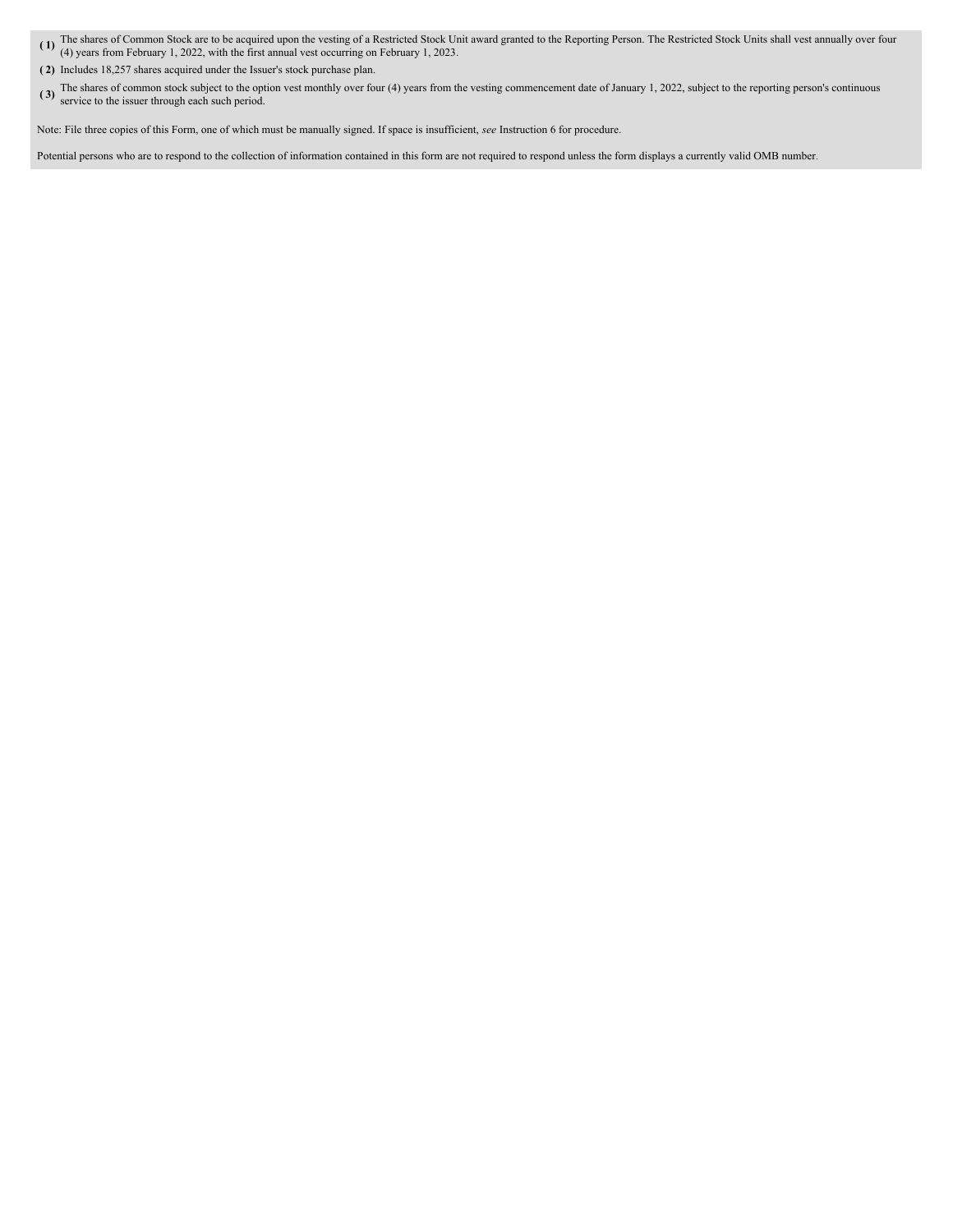( 1 ) The shares of Common Stock are to be acquired upon the vesting of a Restricted Stock Unit award granted to the Reporting Person. The Restricted Stock Units shall vest annually over four (4) years from February 1, 2022, with the first annual vest occurring on February 1, 2023.

( 2 ) Includes 18,257 shares acquired under the Issuer's stock purchase plan.

( 3 ) The shares of common stock subject to the option vest monthly over four (4) years from the vesting commencement date of January 1, 2022, subject to the reporting person's continuous service to the issuer through each such period.

Note: File three copies of this Form, one of which must be manually signed. If space is insufficient, *see* Instruction 6 for procedure.

Potential persons who are to respond to the collection of information contained in this form are not required to respond unless the form displays a currently valid OMB number.